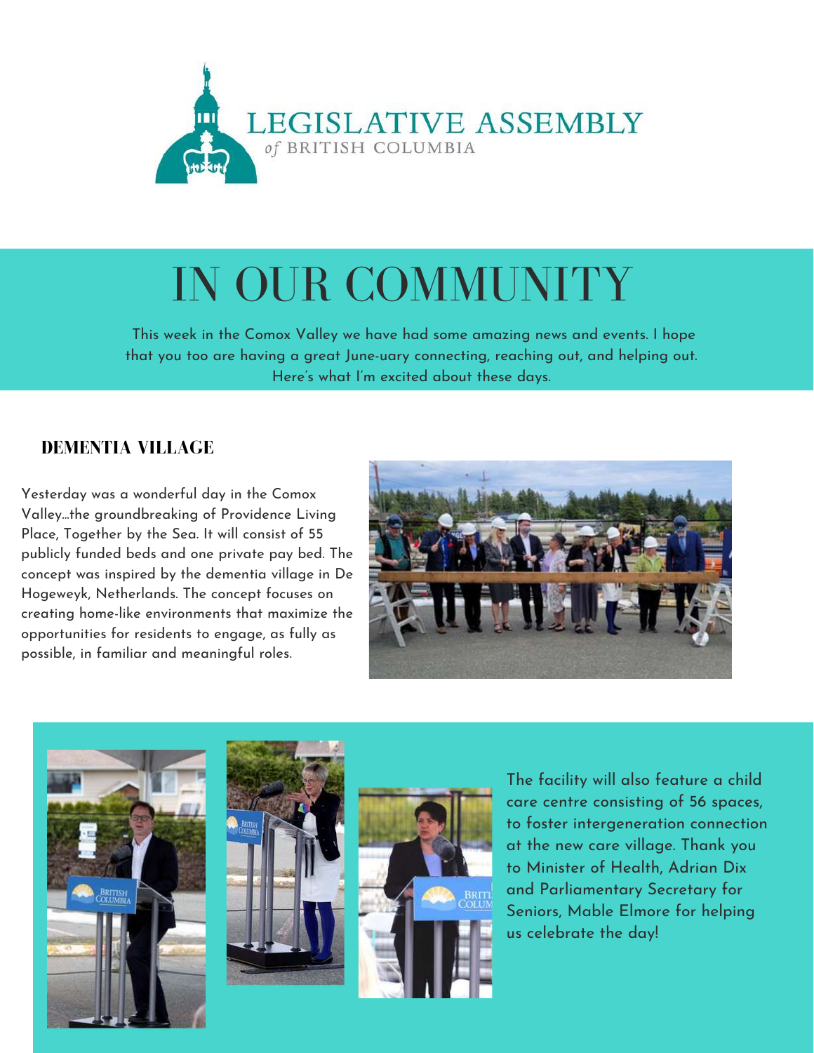LEGISLATIVE ASSEMBLY
*of* BRITISH COLUMBIA

# IN OUR COMMUNITY

This week in the Comox Valley we have had some amazing news and events. I hope that you too are having a great June-uary connecting, reaching out, and helping out. Here's what I'm excited about these days.

## DEMENTIA VILLAGE

Yesterday was a wonderful day in the Comox Valley...the groundbreaking of Providence Living Place, Together by the Sea. It will consist of 55 publicly funded beds and one private pay bed. The concept was inspired by the dementia village in De Hogeweyk, Netherlands. The concept focuses on creating home-like environments that maximize the opportunities for residents to engage, as fully as possible, in familiar and meaningful roles.

The facility will also feature a child care centre consisting of 56 spaces, to foster intergeneration connection at the new care village. Thank you to Minister of Health, Adrian Dix and Parliamentary Secretary for Seniors, Mable Elmore for helping us celebrate the day!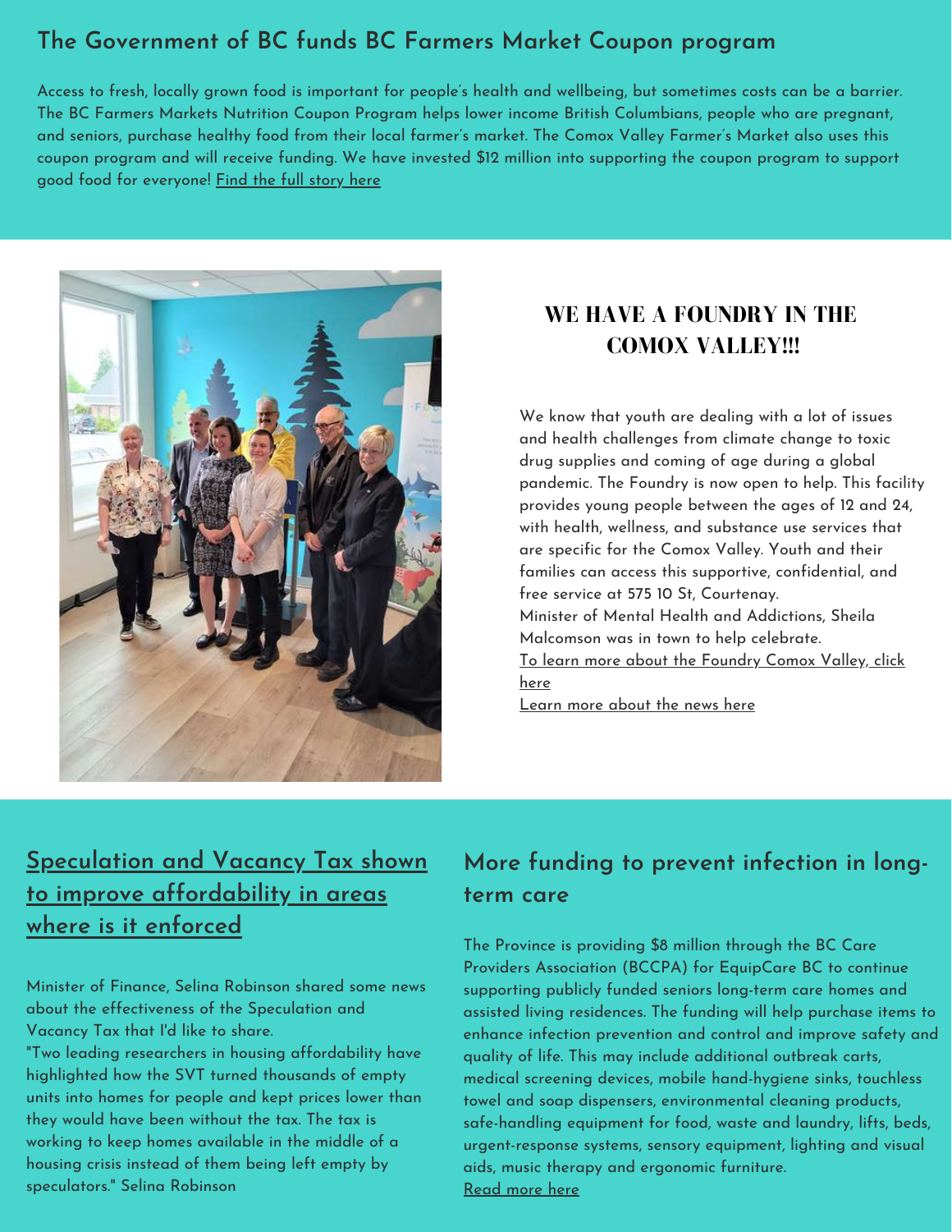## The Government of BC funds BC Farmers Market Coupon program

Access to fresh, locally grown food is important for people's health and wellbeing, but sometimes costs can be a barrier. The BC Farmers Markets Nutrition Coupon Program helps lower income British Columbians, people who are pregnant, and seniors, purchase healthy food from their local farmer's market. The Comox Valley Farmer's Market also uses this coupon program and will receive funding. We have invested $12 million into supporting the coupon program to support good food for everyone! Find the full story here

## WE HAVE A FOUNDRY IN THE COMOX VALLEY!!!

We know that youth are dealing with a lot of issues and health challenges from climate change to toxic drug supplies and coming of age during a global pandemic. The Foundry is now open to help. This facility provides young people between the ages of 12 and 24, with health, wellness, and substance use services that are specific for the Comox Valley. Youth and their families can access this supportive, confidential, and free service at 575 10 St, Courtenay.
Minister of Mental Health and Addictions, Sheila Malcomson was in town to help celebrate.
To learn more about the Foundry Comox Valley, click here
Learn more about the news here

## Speculation and Vacancy Tax shown to improve affordability in areas where is it enforced

Minister of Finance, Selina Robinson shared some news about the effectiveness of the Speculation and Vacancy Tax that I'd like to share.
"Two leading researchers in housing affordability have highlighted how the SVT turned thousands of empty units into homes for people and kept prices lower than they would have been without the tax. The tax is working to keep homes available in the middle of a housing crisis instead of them being left empty by speculators." Selina Robinson

## More funding to prevent infection in long-term care

The Province is providing $8 million through the BC Care Providers Association (BCCPA) for EquipCare BC to continue supporting publicly funded seniors long-term care homes and assisted living residences. The funding will help purchase items to enhance infection prevention and control and improve safety and quality of life. This may include additional outbreak carts, medical screening devices, mobile hand-hygiene sinks, touchless towel and soap dispensers, environmental cleaning products, safe-handling equipment for food, waste and laundry, lifts, beds, urgent-response systems, sensory equipment, lighting and visual aids, music therapy and ergonomic furniture.
Read more here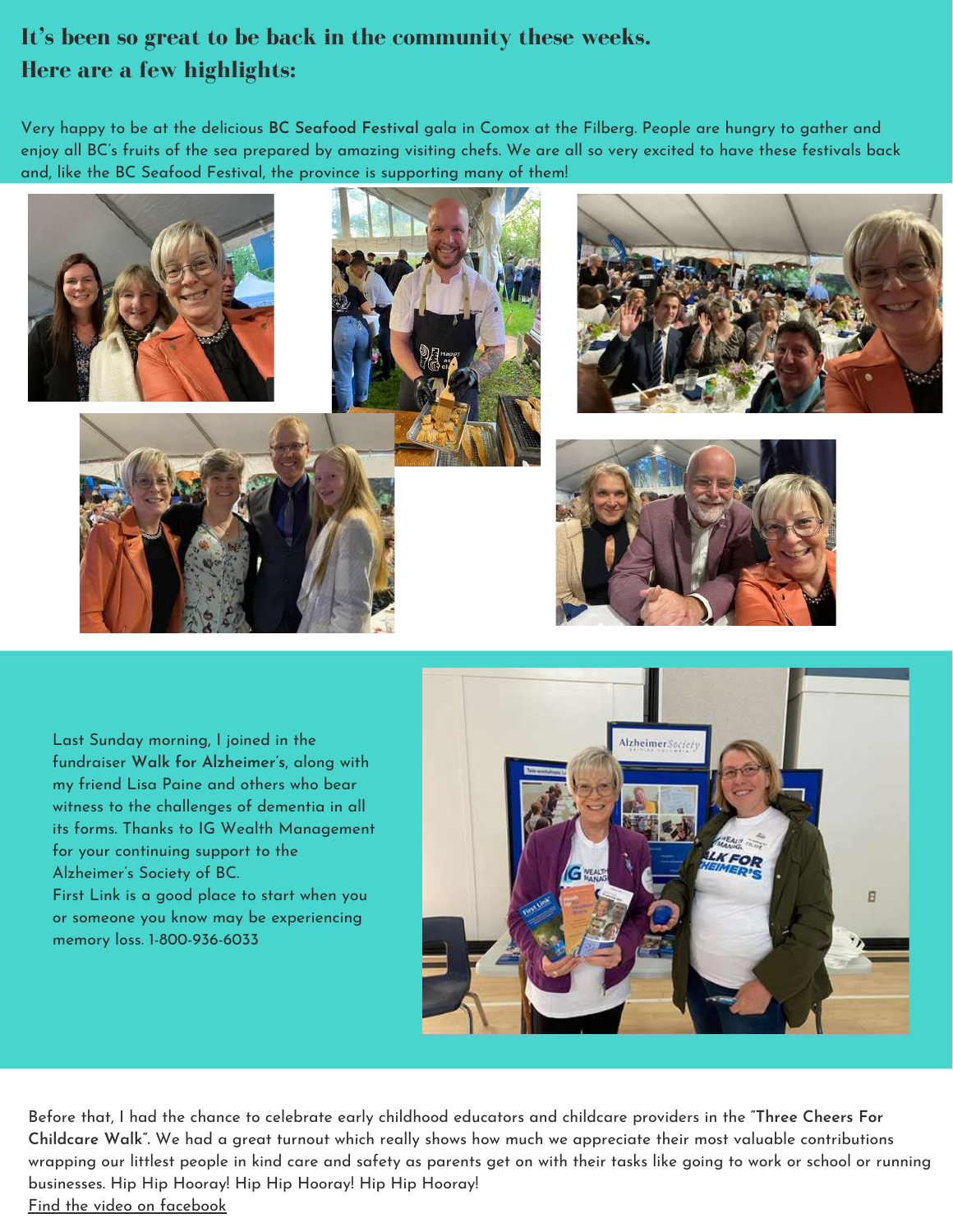## It's been so great to be back in the community these weeks. Here are a few highlights:

Very happy to be at the delicious **BC Seafood Festival** gala in Comox at the Filberg. People are hungry to gather and enjoy all BC's fruits of the sea prepared by amazing visiting chefs. We are all so very excited to have these festivals back and, like the BC Seafood Festival, the province is supporting many of them!

Last Sunday morning, I joined in the fundraiser **Walk for Alzheimer's,** along with my friend Lisa Paine and others who bear witness to the challenges of dementia in all its forms. Thanks to IG Wealth Management for your continuing support to the Alzheimer's Society of BC.
First Link is a good place to start when you or someone you know may be experiencing memory loss. 1-800-936-6033

Before that, I had the chance to celebrate early childhood educators and childcare providers in the "**Three Cheers For Childcare Walk**". We had a great turnout which really shows how much we appreciate their most valuable contributions wrapping our littlest people in kind care and safety as parents get on with their tasks like going to work or school or running businesses. Hip Hip Hooray! Hip Hip Hooray! Hip Hip Hooray!
Find the video on facebook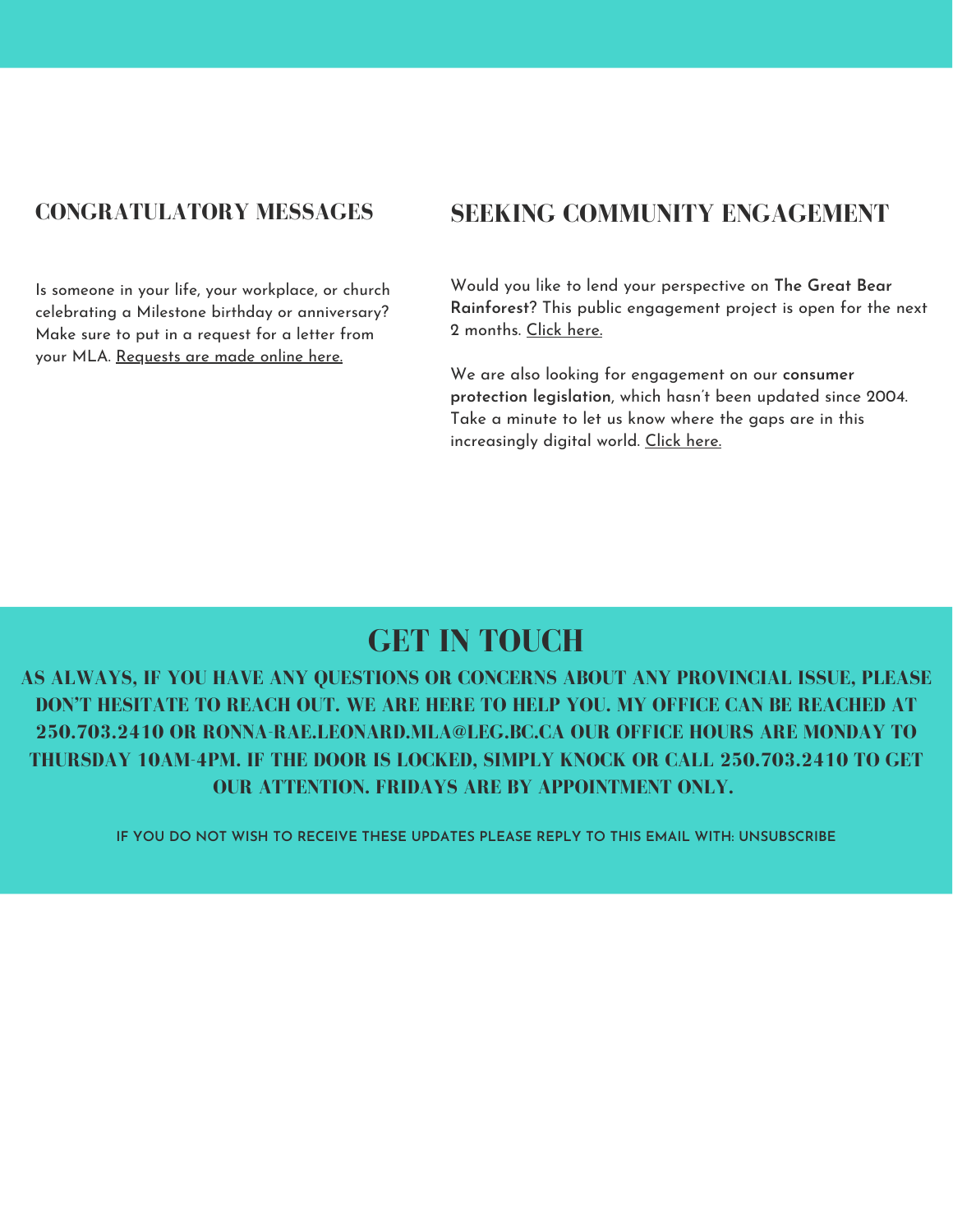## CONGRATULATORY MESSAGES

Is someone in your life, your workplace, or church celebrating a Milestone birthday or anniversary? Make sure to put in a request for a letter from your MLA. Requests are made online here.

## SEEKING COMMUNITY ENGAGEMENT

Would you like to lend your perspective on **The Great Bear Rainforest**? This public engagement project is open for the next 2 months. Click here.

We are also looking for engagement on our **consumer protection legislation**, which hasn't been updated since 2004. Take a minute to let us know where the gaps are in this increasingly digital world. Click here.

# GET IN TOUCH

**AS ALWAYS, IF YOU HAVE ANY QUESTIONS OR CONCERNS ABOUT ANY PROVINCIAL ISSUE, PLEASE DON'T HESITATE TO REACH OUT. WE ARE HERE TO HELP YOU. MY OFFICE CAN BE REACHED AT 250.703.2410 OR RONNA-RAE.LEONARD.MLA@LEG.BC.CA OUR OFFICE HOURS ARE MONDAY TO THURSDAY 10AM-4PM. IF THE DOOR IS LOCKED, SIMPLY KNOCK OR CALL 250.703.2410 TO GET OUR ATTENTION. FRIDAYS ARE BY APPOINTMENT ONLY.**

IF YOU DO NOT WISH TO RECEIVE THESE UPDATES PLEASE REPLY TO THIS EMAIL WITH: UNSUBSCRIBE